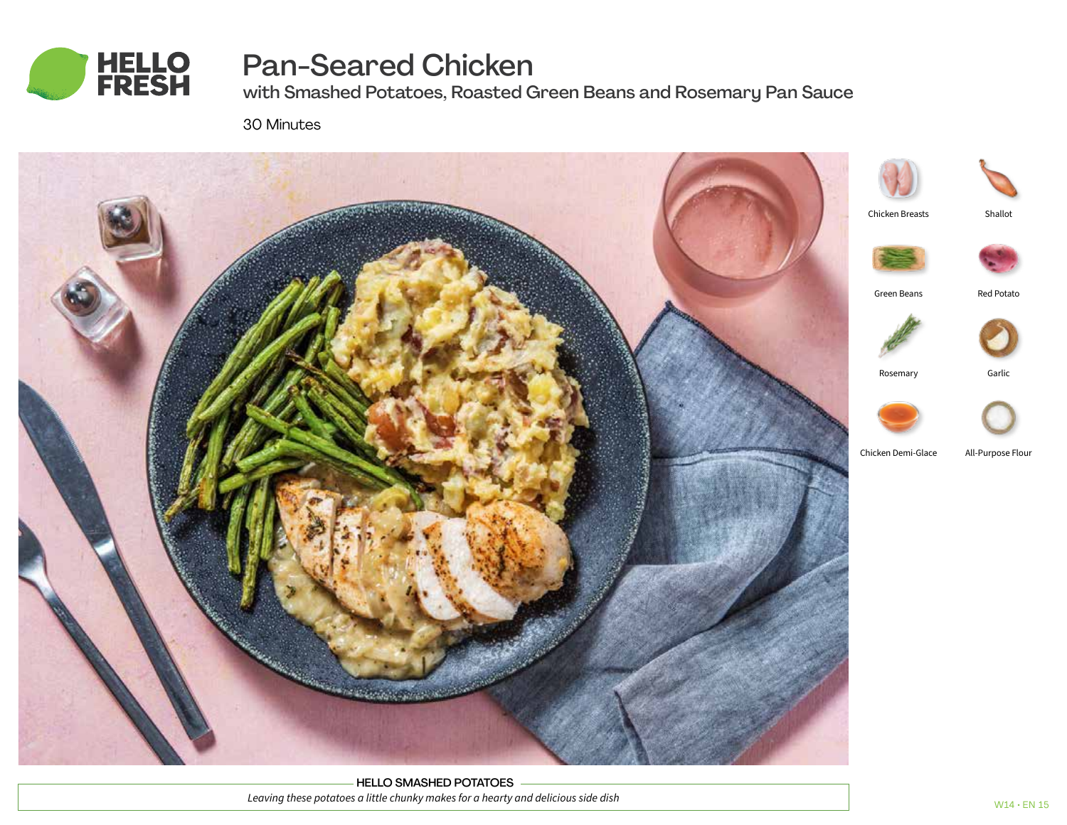# Pan-Seared Chicken

## with Smashed Potatoes, Roasted Green Beans and Rosemary Pan Sauce

30 Minutes

- Chicken Breasts
- Shallot
- Green Beans
- Red Potato
- Rosemary
- Garlic
- Chicken Demi-Glace
- All-Purpose Flour

**HELLO SMASHED POTATOES**

*Leaving these potatoes a little chunky makes for a hearty and delicious side dish*

W14 • EN 15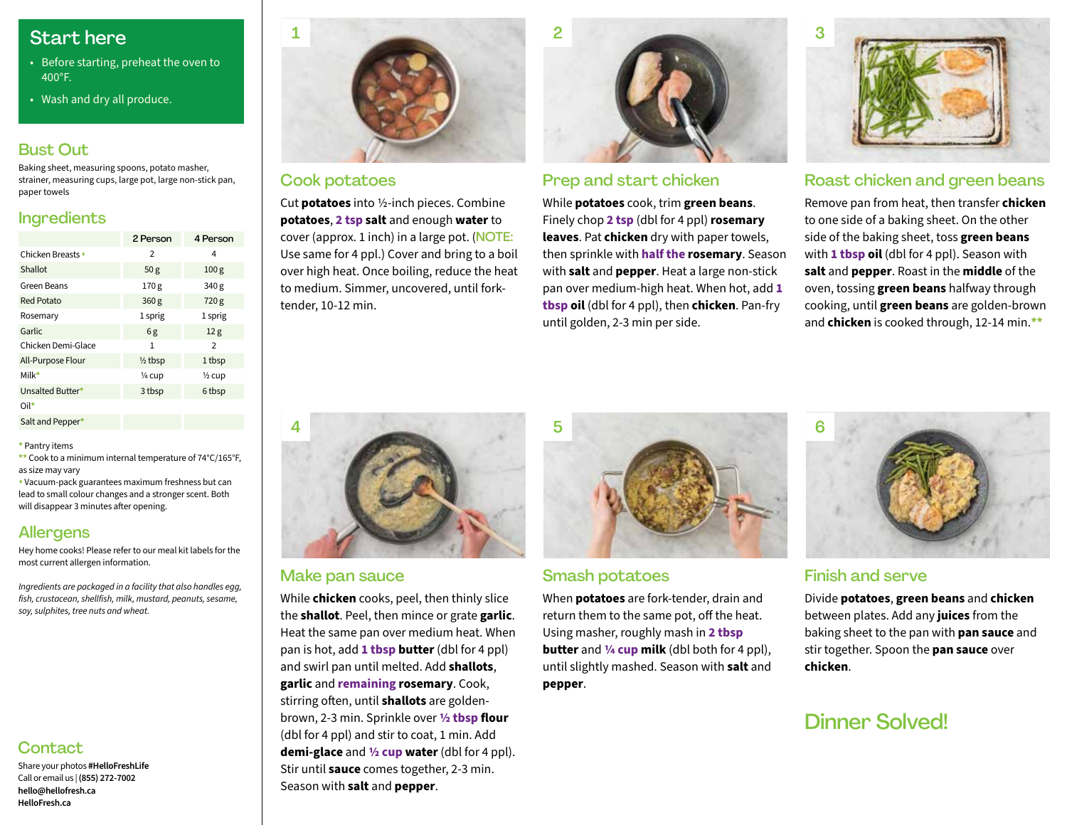## Start here

- Before starting, preheat the oven to 400°F.
- Wash and dry all produce.

## Bust Out

Baking sheet, measuring spoons, potato masher, strainer, measuring cups, large pot, large non-stick pan, paper towels

## Ingredients

| | 2 Person | 4 Person |
|---|---|---|
| Chicken Breasts • | 2 | 4 |
| Shallot | 50 g | 100 g |
| Green Beans | 170 g | 340 g |
| Red Potato | 360 g | 720 g |
| Rosemary | 1 sprig | 1 sprig |
| Garlic | 6 g | 12 g |
| Chicken Demi-Glace | 1 | 2 |
| All-Purpose Flour | ½ tbsp | 1 tbsp |
| Milk* | ¼ cup | ½ cup |
| Unsalted Butter* | 3 tbsp | 6 tbsp |
| Oil* | | |
| Salt and Pepper* | | |

\* Pantry items

** Cook to a minimum internal temperature of 74°C/165°F, as size may vary

• Vacuum-pack guarantees maximum freshness but can lead to small colour changes and a stronger scent. Both will disappear 3 minutes after opening.

## Allergens

Hey home cooks! Please refer to our meal kit labels for the most current allergen information.

*Ingredients are packaged in a facility that also handles egg, fish, crustacean, shellfish, milk, mustard, peanuts, sesame, soy, sulphites, tree nuts and wheat.*

## Contact

Share your photos **#HelloFreshLife**
Call or email us | **(855) 272-7002**
**hello@hellofresh.ca**
**HelloFresh.ca**

## 1 Cook potatoes

Cut **potatoes** into ½-inch pieces. Combine **potatoes**, **2 tsp salt** and enough **water** to cover (approx. 1 inch) in a large pot. (NOTE: Use same for 4 ppl.) Cover and bring to a boil over high heat. Once boiling, reduce the heat to medium. Simmer, uncovered, until fork-tender, 10-12 min.

## 2 Prep and start chicken

While **potatoes** cook, trim **green beans**. Finely chop **2 tsp** (dbl for 4 ppl) **rosemary leaves**. Pat **chicken** dry with paper towels, then sprinkle with **half the rosemary**. Season with **salt** and **pepper**. Heat a large non-stick pan over medium-high heat. When hot, add **1 tbsp oil** (dbl for 4 ppl), then **chicken**. Pan-fry until golden, 2-3 min per side.

## 3 Roast chicken and green beans

Remove pan from heat, then transfer **chicken** to one side of a baking sheet. On the other side of the baking sheet, toss **green beans** with **1 tbsp oil** (dbl for 4 ppl). Season with **salt** and **pepper**. Roast in the **middle** of the oven, tossing **green beans** halfway through cooking, until **green beans** are golden-brown and **chicken** is cooked through, 12-14 min.**

## 4 Make pan sauce

While **chicken** cooks, peel, then thinly slice the **shallot**. Peel, then mince or grate **garlic**. Heat the same pan over medium heat. When pan is hot, add **1 tbsp butter** (dbl for 4 ppl) and swirl pan until melted. Add **shallots**, **garlic** and **remaining rosemary**. Cook, stirring often, until **shallots** are golden-brown, 2-3 min. Sprinkle over **½ tbsp flour** (dbl for 4 ppl) and stir to coat, 1 min. Add **demi-glace** and **½ cup water** (dbl for 4 ppl). Stir until **sauce** comes together, 2-3 min. Season with **salt** and **pepper**.

## 5 Smash potatoes

When **potatoes** are fork-tender, drain and return them to the same pot, off the heat. Using masher, roughly mash in **2 tbsp butter** and **¼ cup milk** (dbl both for 4 ppl), until slightly mashed. Season with **salt** and **pepper**.

## 6 Finish and serve

Divide **potatoes**, **green beans** and **chicken** between plates. Add any **juices** from the baking sheet to the pan with **pan sauce** and stir together. Spoon the **pan sauce** over **chicken**.

## Dinner Solved!